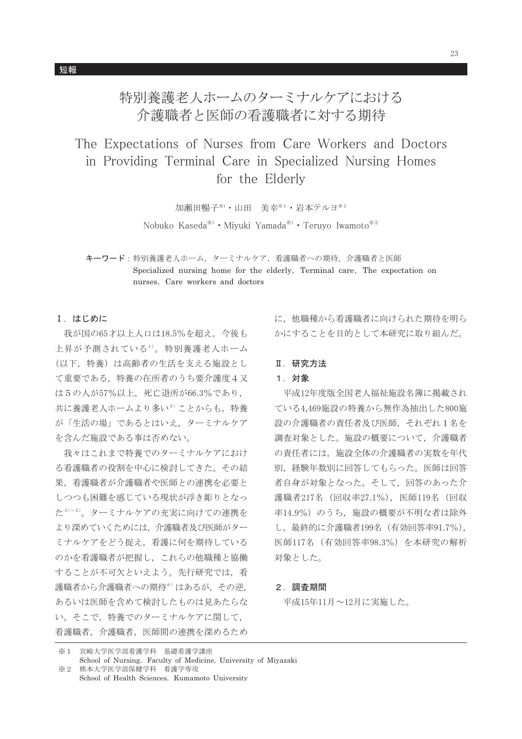短報

# 特別養護老人ホームのターミナルケアにおける介護職者と医師の看護職者に対する期待

# The Expectations of Nurses from Care Workers and Doctors in Providing Terminal Care in Specialized Nursing Homes for the Elderly

加瀬田暢子※1・山田　美幸※1・岩本テルヨ※2

Nobuko Kaseda※1・Miyuki Yamada※1・Teruyo Iwamoto※2

**キーワード**：特別養護老人ホーム，ターミナルケア，看護職者への期待，介護職者と医師
Specialized nursing home for the elderly, Terminal care, The expectation on nurses, Care workers and doctors

## Ⅰ．はじめに

我が国の65才以上人口は18.5%を超え，今後も上昇が予測されている[1]。特別養護老人ホーム（以下，特養）は高齢者の生活を支える施設として重要である。特養の在所者のうち要介護度４又は５の人が57%以上，死亡退所が66.3%であり，共に養護老人ホームより多い[2]ことからも，特養が「生活の場」であるとはいえ，ターミナルケアを含んだ施設である事は否めない。

我々はこれまで特養でのターミナルケアにおける看護職者の役割を中心に検討してきた。その結果，看護職者が介護職者や医師との連携を必要としつつも困難を感じている現状が浮き彫りとなった[3)~5)]。ターミナルケアの充実に向けての連携をより深めていくためには，介護職者及び医師がターミナルケアをどう捉え，看護に何を期待しているのかを看護職者が把握し，これらの他職種と協働することが不可欠といえよう。先行研究では，看護職者から介護職者への期待[6]はあるが，その逆，あるいは医師を含めて検討したものは見あたらない。そこで，特養でのターミナルケアに関して，看護職者，介護職者，医師間の連携を深めるために，他職種から看護職者に向けられた期待を明らかにすることを目的として本研究に取り組んだ。

## Ⅱ．研究方法

### １．対象

平成12年度版全国老人福祉施設名簿に掲載されている4,469施設の特養から無作為抽出した800施設の介護職者の責任者及び医師，それぞれ１名を調査対象とした。施設の概要について，介護職者の責任者には，施設全体の介護職者の実数を年代別，経験年数別に回答してもらった。医師は回答者自身が対象となった。そして，回答のあった介護職者217名（回収率27.1%），医師119名（回収率14.9%）のうち，施設の概要が不明な者は除外し，最終的に介護職者199名（有効回答率91.7%），医師117名（有効回答率98.3%）を本研究の解析対象とした。

### ２．調査期間

平成15年11月～12月に実施した。

※1　宮崎大学医学部看護学科　基礎看護学講座
School of Nursing, Faculty of Medicine, University of Miyazaki
※2　熊本大学医学部保健学科　看護学専攻
School of Health Sciences, Kumamoto University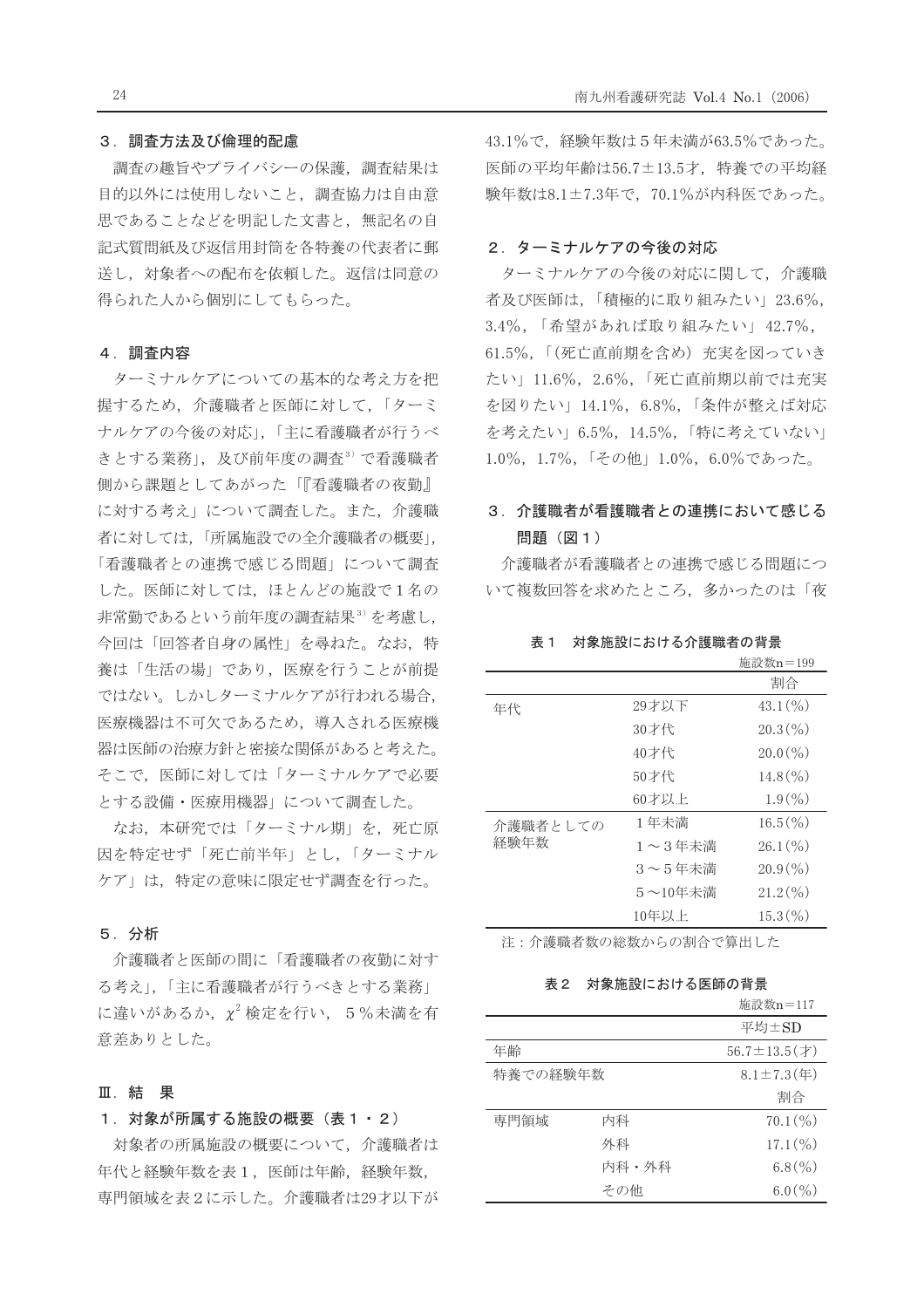### 3．調査方法及び倫理的配慮

調査の趣旨やプライバシーの保護，調査結果は目的以外には使用しないこと，調査協力は自由意思であることなどを明記した文書と，無記名の自記式質問紙及び返信用封筒を各特養の代表者に郵送し，対象者への配布を依頼した。返信は同意の得られた人から個別にしてもらった。

### 4．調査内容

ターミナルケアについての基本的な考え方を把握するため，介護職者と医師に対して，「ターミナルケアの今後の対応」，「主に看護職者が行うべきとする業務」，及び前年度の調査[3]で看護職者側から課題としてあがった「『看護職者の夜勤』に対する考え」について調査した。また，介護職者に対しては，「所属施設での全介護職者の概要」，「看護職者との連携で感じる問題」について調査した。医師に対しては，ほとんどの施設で1名の非常勤であるという前年度の調査結果[3]を考慮し，今回は「回答者自身の属性」を尋ねた。なお，特養は「生活の場」であり，医療を行うことが前提ではない。しかしターミナルケアが行われる場合，医療機器は不可欠であるため，導入される医療機器は医師の治療方針と密接な関係があると考えた。そこで，医師に対しては「ターミナルケアで必要とする設備・医療用機器」について調査した。

なお，本研究では「ターミナル期」を，死亡原因を特定せず「死亡前半年」とし，「ターミナルケア」は，特定の意味に限定せず調査を行った。

### 5．分析

介護職者と医師の間に「看護職者の夜勤に対する考え」，「主に看護職者が行うべきとする業務」に違いがあるか，$\chi^2$ 検定を行い，5％未満を有意差ありとした。

## Ⅲ．結　果

### 1．対象が所属する施設の概要（表1・2）

対象者の所属施設の概要について，介護職者は年代と経験年数を表1，医師は年齢，経験年数，専門領域を表2に示した。介護職者は29才以下が43.1％で，経験年数は5年未満が63.5％であった。医師の平均年齢は56.7±13.5才，特養での平均経験年数は8.1±7.3年で，70.1％が内科医であった。

### 2．ターミナルケアの今後の対応

ターミナルケアの今後の対応に関して，介護職者及び医師は，「積極的に取り組みたい」23.6％，3.4％，「希望があれば取り組みたい」42.7％，61.5％，「（死亡直前期を含め）充実を図っていきたい」11.6％，2.6％，「死亡直前期以前では充実を図りたい」14.1％，6.8％，「条件が整えば対応を考えたい」6.5％，14.5％，「特に考えていない」1.0％，1.7％，「その他」1.0％，6.0％であった。

### 3．介護職者が看護職者との連携において感じる問題（図1）

介護職者が看護職者との連携で感じる問題について複数回答を求めたところ，多かったのは「夜

**表1　対象施設における介護職者の背景**

施設数n＝199

| | | 割合 |
|---|---|---|
| 年代 | 29才以下 | 43.1(％) |
| | 30才代 | 20.3(％) |
| | 40才代 | 20.0(％) |
| | 50才代 | 14.8(％) |
| | 60才以上 | 1.9(％) |
| 介護職者としての経験年数 | 1年未満 | 16.5(％) |
| | 1～3年未満 | 26.1(％) |
| | 3～5年未満 | 20.9(％) |
| | 5～10年未満 | 21.2(％) |
| | 10年以上 | 15.3(％) |

注：介護職者数の総数からの割合で算出した

**表2　対象施設における医師の背景**

施設数n＝117

| | | 平均±SD |
|---|---|---|
| 年齢 | | 56.7±13.5(才) |
| 特養での経験年数 | | 8.1±7.3(年) |
| | | 割合 |
| 専門領域 | 内科 | 70.1(％) |
| | 外科 | 17.1(％) |
| | 内科・外科 | 6.8(％) |
| | その他 | 6.0(％) |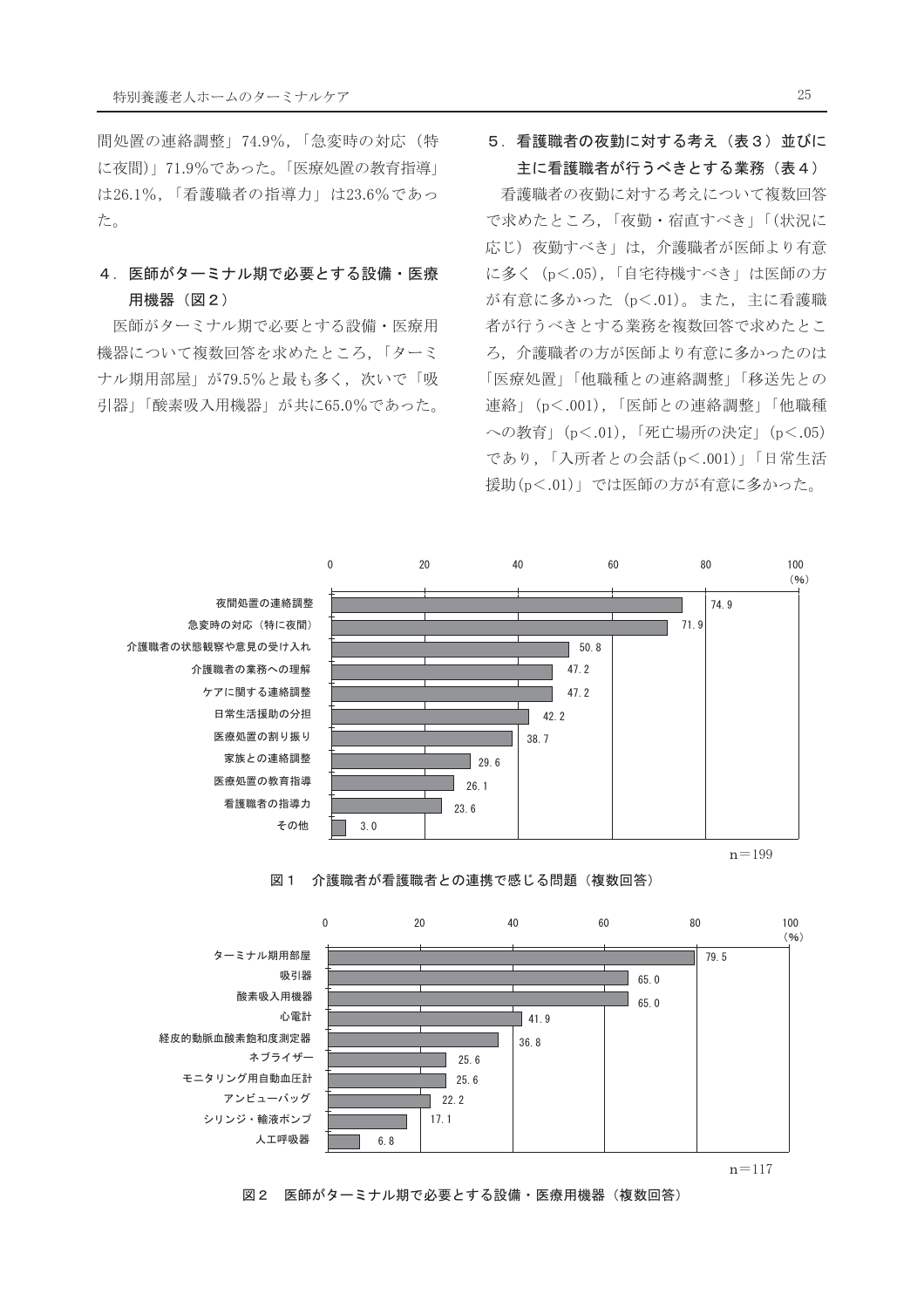間処置の連絡調整」74.9%，「急変時の対応（特に夜間）」71.9%であった。「医療処置の教育指導」は26.1%，「看護職者の指導力」は23.6%であった。

### ４．医師がターミナル期で必要とする設備・医療用機器（図２）

医師がターミナル期で必要とする設備・医療用機器について複数回答を求めたところ，「ターミナル期用部屋」が79.5%と最も多く，次いで「吸引器」「酸素吸入用機器」が共に65.0%であった。

### ５．看護職者の夜勤に対する考え（表３）並びに主に看護職者が行うべきとする業務（表４）

看護職者の夜勤に対する考えについて複数回答で求めたところ，「夜勤・宿直すべき」「(状況に応じ）夜勤すべき」は，介護職者が医師より有意に多く（$p<.05$），「自宅待機すべき」は医師の方が有意に多かった（$p<.01$）。また，主に看護職者が行うべきとする業務を複数回答で求めたところ，介護職者の方が医師より有意に多かったのは「医療処置」「他職種との連絡調整」「移送先との連絡」（$p<.001$），「医師との連絡調整」「他職種への教育」（$p<.01$），「死亡場所の決定」（$p<.05$）であり，「入所者との会話($p<.001$)」「日常生活援助($p<.01$)」では医師の方が有意に多かった。

| 項目 | (%) |
|---|---|
| 夜間処置の連絡調整 | 74.9 |
| 急変時の対応（特に夜間） | 71.9 |
| 介護職者の状態観察や意見の受け入れ | 50.8 |
| 介護職者の業務への理解 | 47.2 |
| ケアに関する連絡調整 | 47.2 |
| 日常生活援助の分担 | 42.2 |
| 医療処置の割り振り | 38.7 |
| 家族との連絡調整 | 29.6 |
| 医療処置の教育指導 | 26.1 |
| 看護職者の指導力 | 23.6 |
| その他 | 3.0 |

n＝199

図１　介護職者が看護職者との連携で感じる問題（複数回答）

| 項目 | (%) |
|---|---|
| ターミナル期用部屋 | 79.5 |
| 吸引器 | 65.0 |
| 酸素吸入用機器 | 65.0 |
| 心電計 | 41.9 |
| 経皮的動脈血酸素飽和度測定器 | 36.8 |
| ネブライザー | 25.6 |
| モニタリング用自動血圧計 | 25.6 |
| アンビューバッグ | 22.2 |
| シリンジ・輸液ポンプ | 17.1 |
| 人工呼吸器 | 6.8 |

n＝117

図２　医師がターミナル期で必要とする設備・医療用機器（複数回答）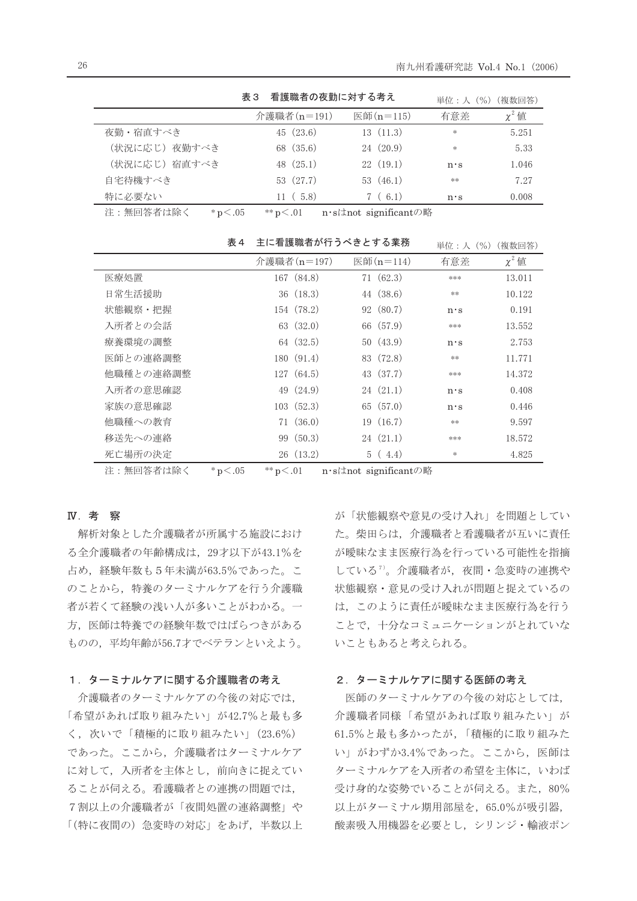表３　看護職者の夜勤に対する考え　単位：人（%）（複数回答）

| | 介護職者(n=191) | 医師(n=115) | 有意差 | $\chi^2$ 値 |
|---|---|---|---|---|
| 夜勤・宿直すべき | 45 (23.6) | 13 (11.3) | * | 5.251 |
| （状況に応じ）夜勤すべき | 68 (35.6) | 24 (20.9) | * | 5.33 |
| （状況に応じ）宿直すべき | 48 (25.1) | 22 (19.1) | n･s | 1.046 |
| 自宅待機すべき | 53 (27.7) | 53 (46.1) | ** | 7.27 |
| 特に必要ない | 11 ( 5.8) | 7 ( 6.1) | n･s | 0.008 |

注：無回答者は除く　*$p<.05$　**$p<.01$　n･sはnot significantの略

表４　主に看護職者が行うべきとする業務　単位：人（%）（複数回答）

| | 介護職者(n=197) | 医師(n=114) | 有意差 | $\chi^2$ 値 |
|---|---|---|---|---|
| 医療処置 | 167 (84.8) | 71 (62.3) | *** | 13.011 |
| 日常生活援助 | 36 (18.3) | 44 (38.6) | ** | 10.122 |
| 状態観察・把握 | 154 (78.2) | 92 (80.7) | n･s | 0.191 |
| 入所者との会話 | 63 (32.0) | 66 (57.9) | *** | 13.552 |
| 療養環境の調整 | 64 (32.5) | 50 (43.9) | n･s | 2.753 |
| 医師との連絡調整 | 180 (91.4) | 83 (72.8) | ** | 11.771 |
| 他職種との連絡調整 | 127 (64.5) | 43 (37.7) | *** | 14.372 |
| 入所者の意思確認 | 49 (24.9) | 24 (21.1) | n･s | 0.408 |
| 家族の意思確認 | 103 (52.3) | 65 (57.0) | n･s | 0.446 |
| 他職種への教育 | 71 (36.0) | 19 (16.7) | ** | 9.597 |
| 移送先への連絡 | 99 (50.3) | 24 (21.1) | *** | 18.572 |
| 死亡場所の決定 | 26 (13.2) | 5 ( 4.4) | * | 4.825 |

注：無回答者は除く　*$p<.05$　**$p<.01$　n･sはnot significantの略

## Ⅳ．考　察

解析対象とした介護職者が所属する施設における全介護職者の年齢構成は，29才以下が43.1%を占め，経験年数も５年未満が63.5%であった。このことから，特養のターミナルケアを行う介護職者が若くて経験の浅い人が多いことがわかる。一方，医師は特養での経験年数ではばらつきがあるものの，平均年齢が56.7才でベテランといえよう。

### １．ターミナルケアに関する介護職者の考え

介護職者のターミナルケアの今後の対応では，「希望があれば取り組みたい」が42.7%と最も多く，次いで「積極的に取り組みたい」(23.6%)であった。ここから，介護職者はターミナルケアに対して，入所者を主体とし，前向きに捉えていることが伺える。看護職者との連携の問題では，７割以上の介護職者が「夜間処置の連絡調整」や「(特に夜間の）急変時の対応」をあげ，半数以上が「状態観察や意見の受け入れ」を問題としていた。柴田らは，介護職者と看護職者が互いに責任が曖昧なまま医療行為を行っている可能性を指摘している[7]。介護職者が，夜間・急変時の連携や状態観察・意見の受け入れが問題と捉えているのは，このように責任が曖昧なまま医療行為を行うことで，十分なコミュニケーションがとれていないこともあると考えられる。

### ２．ターミナルケアに関する医師の考え

医師のターミナルケアの今後の対応としては，介護職者同様「希望があれば取り組みたい」が61.5%と最も多かったが，「積極的に取り組みたい」がわずか3.4%であった。ここから，医師はターミナルケアを入所者の希望を主体に，いわば受け身的な姿勢でいることが伺える。また，80%以上がターミナル期用部屋を，65.0%が吸引器，酸素吸入用機器を必要とし，シリンジ・輸液ポン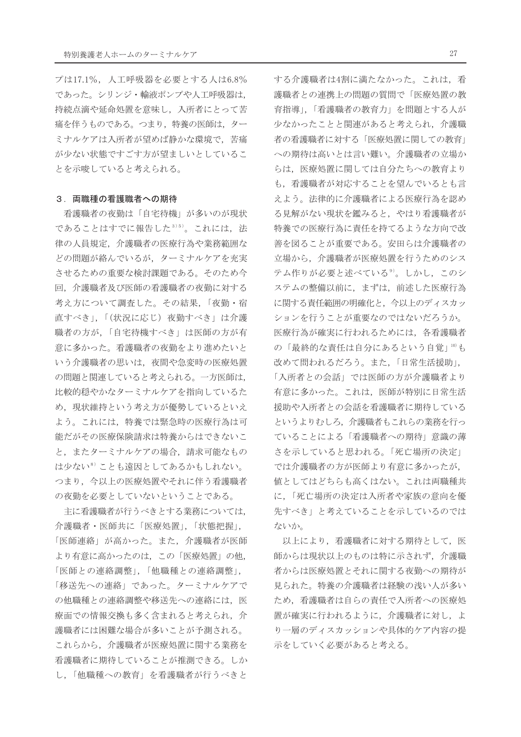プは17.1%，人工呼吸器を必要とする人は6.8%であった。シリンジ・輸液ポンプや人工呼吸器は，持続点滴や延命処置を意味し，入所者にとって苦痛を伴うものである。つまり，特養の医師は，ターミナルケアは入所者が望めば静かな環境で，苦痛が少ない状態ですごす方が望ましいとしていることを示唆していると考えられる。

### 3．両職種の看護職者への期待

看護職者の夜勤は「自宅待機」が多いのが現状であることはすでに報告した[3)5)]。これには，法律の人員規定，介護職者の医療行為や業務範囲などの問題が絡んでいるが，ターミナルケアを充実させるための重要な検討課題である。そのため今回，介護職者及び医師の看護職者の夜勤に対する考え方について調査した。その結果，「夜勤・宿直すべき」，「(状況に応じ) 夜勤すべき」は介護職者の方が，「自宅待機すべき」は医師の方が有意に多かった。看護職者の夜勤をより進めたいという介護職者の思いは，夜間や急変時の医療処置の問題と関連していると考えられる。一方医師は，比較的穏やかなターミナルケアを指向しているため，現状維持という考え方が優勢しているといえよう。これには，特養では緊急時の医療行為は可能だがその医療保険請求は特養からはできないこと，またターミナルケアの場合，請求可能なものは少ない[8)] ことも遠因としてあるかもしれない。つまり，今以上の医療処置やそれに伴う看護職者の夜勤を必要としていないということである。

主に看護職者が行うべきとする業務については，介護職者・医師共に「医療処置」，「状態把握」，「医師連絡」が高かった。また，介護職者が医師より有意に高かったのは，この「医療処置」の他，「医師との連絡調整」，「他職種との連絡調整」，「移送先への連絡」であった。ターミナルケアでの他職種との連絡調整や移送先への連絡には，医療面での情報交換も多く含まれると考えられ，介護職者には困難な場合が多いことが予測される。これらから，介護職者が医療処置に関する業務を看護職者に期待していることが推測できる。しかし，「他職種への教育」を看護職者が行うべきとする介護職者は4割に満たなかった。これは，看護職者との連携上の問題の質問で「医療処置の教育指導」，「看護職者の教育力」を問題とする人が少なかったことと関連があると考えられ，介護職者の看護職者に対する「医療処置に関しての教育」への期待は高いとは言い難い。介護職者の立場からは，医療処置に関しては自分たちへの教育よりも，看護職者が対応することを望んでいるとも言えよう。法律的に介護職者による医療行為を認める見解がない現状を鑑みると，やはり看護職者が特養での医療行為に責任を持てるような方向で改善を図ることが重要である。安田らは介護職者の立場から，介護職者が医療処置を行うためのシステム作りが必要と述べている[9)]。しかし，このシステムの整備以前に，まずは，前述した医療行為に関する責任範囲の明確化と，今以上のディスカッションを行うことが重要なのではないだろうか。医療行為が確実に行われるためには，各看護職者の「最終的な責任は自分にあるという自覚」[10)]も改めて問われるだろう。また，「日常生活援助」，「入所者との会話」では医師の方が介護職者より有意に多かった。これは，医師が特別に日常生活援助や入所者との会話を看護職者に期待しているというよりむしろ，介護職者もこれらの業務を行っていることによる「看護職者への期待」意識の薄さを示していると思われる。「死亡場所の決定」では介護職者の方が医師より有意に多かったが，値としてはどちらも高くはない。これは両職種共に，「死亡場所の決定は入所者や家族の意向を優先すべき」と考えていることを示しているのではないか。

以上により，看護職者に対する期待として，医師からは現状以上のものは特に示されず，介護職者からは医療処置とそれに関する夜勤への期待が見られた。特養の介護職者は経験の浅い人が多いため，看護職者は自らの責任で入所者への医療処置が確実に行われるように，介護職者に対し，より一層のディスカッションや具体的ケア内容の提示をしていく必要があると考える。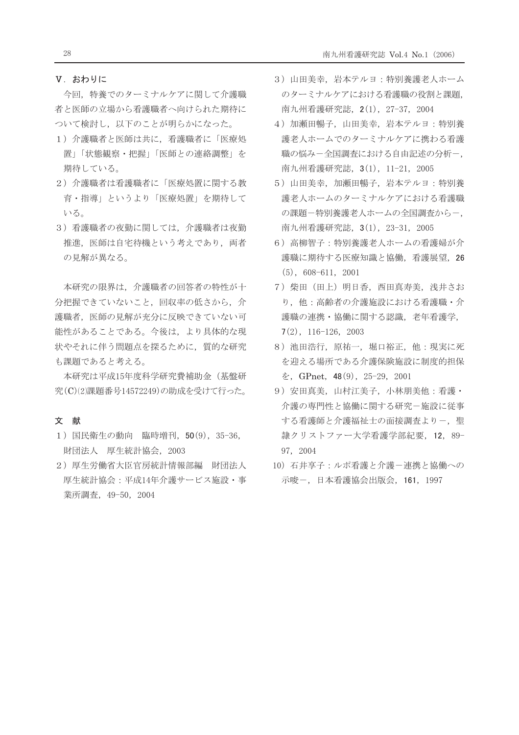## Ⅴ．おわりに

今回，特養でのターミナルケアに関して介護職者と医師の立場から看護職者へ向けられた期待について検討し，以下のことが明らかになった。

1）介護職者と医師は共に，看護職者に「医療処置」「状態観察・把握」「医師との連絡調整」を期待している。
2）介護職者は看護職者に「医療処置に関する教育・指導」というより「医療処置」を期待している。
3）看護職者の夜勤に関しては，介護職者は夜勤推進，医師は自宅待機という考えであり，両者の見解が異なる。

本研究の限界は，介護職者の回答者の特性が十分把握できていないこと，回収率の低さから，介護職者，医師の見解が充分に反映できていない可能性があることである。今後は，より具体的な現状やそれに伴う問題点を探るために，質的な研究も課題であると考える。

本研究は平成15年度科学研究費補助金（基盤研究(C)(2)課題番号14572249)の助成を受けて行った。

## 文　献

1）国民衛生の動向　臨時増刊，**50**(9)，35-36，財団法人　厚生統計協会，2003
2）厚生労働省大臣官房統計情報部編　財団法人厚生統計協会：平成14年介護サービス施設・事業所調査，49-50，2004
3）山田美幸，岩本テルヨ：特別養護老人ホームのターミナルケアにおける看護職の役割と課題，南九州看護研究誌，**2**(1)，27-37，2004
4）加瀬田暢子，山田美幸，岩本テルヨ：特別養護老人ホームでのターミナルケアに携わる看護職の悩み－全国調査における自由記述の分析－，南九州看護研究誌，**3**(1)，11-21，2005
5）山田美幸，加瀬田暢子，岩本テルヨ：特別養護老人ホームのターミナルケアにおける看護職の課題－特別養護老人ホームの全国調査から－，南九州看護研究誌，**3**(1)，23-31，2005
6）高柳智子：特別養護老人ホームの看護婦が介護職に期待する医療知識と協働，看護展望，**26**(5)，608-611，2001
7）柴田（田上）明日香，西田真寿美，浅井さおり，他：高齢者の介護施設における看護職・介護職の連携・協働に関する認識，老年看護学，**7**(2)，116-126，2003
8）池田浩行，原祐一，堀口裕正，他：現実に死を迎える場所である介護保険施設に制度的担保を，GPnet，**48**(9)，25-29，2001
9）安田真美，山村江美子，小林朋美他：看護・介護の専門性と協働に関する研究－施設に従事する看護師と介護福祉士の面接調査より－，聖隷クリストファー大学看護学部紀要，**12**，89-97，2004
10）石井享子：ルポ看護と介護－連携と協働への示唆－，日本看護協会出版会，**161**，1997